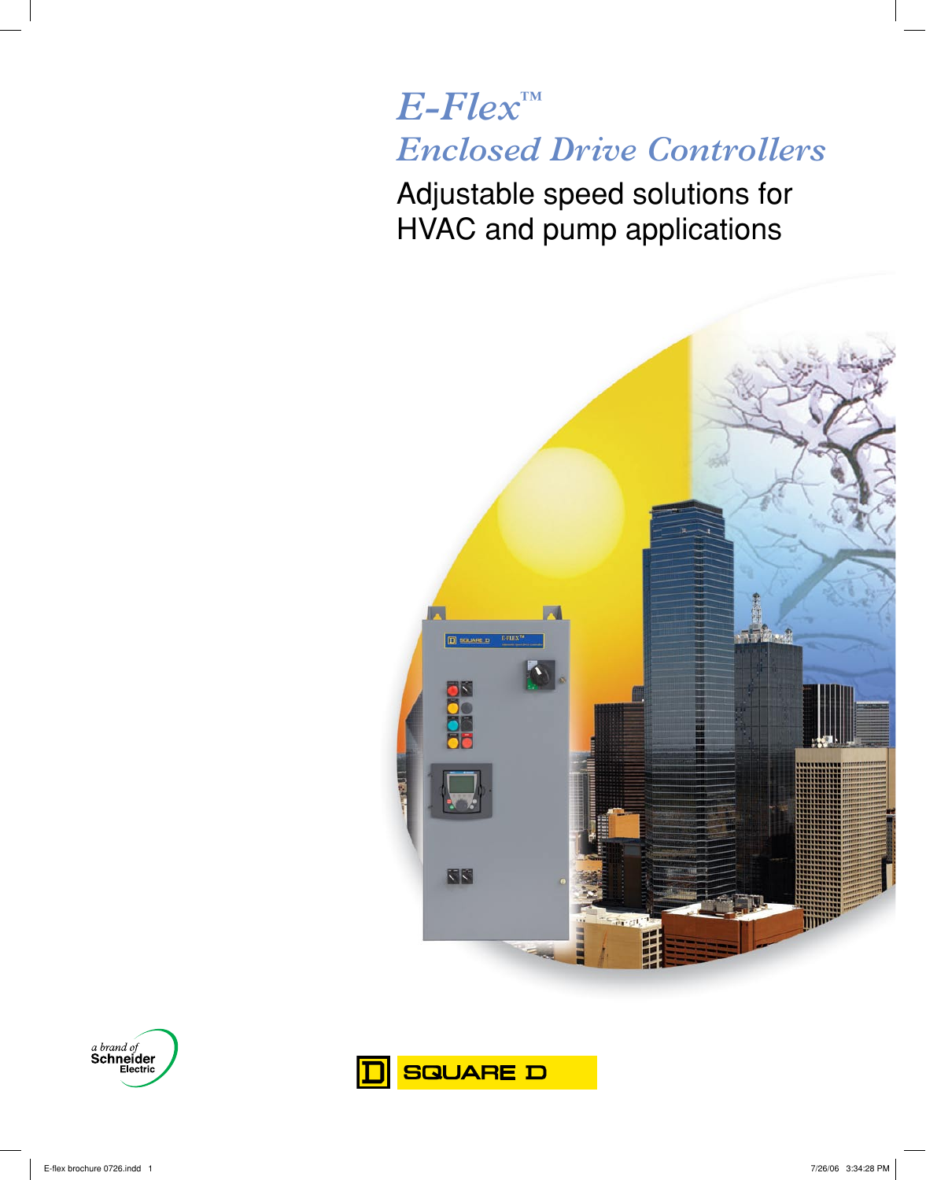# *E-Flex™*

## *Enclosed Drive Controllers*

Adjustable speed solutions for HVAC and pump applications

a brand of Schneider Electric

SQUARE D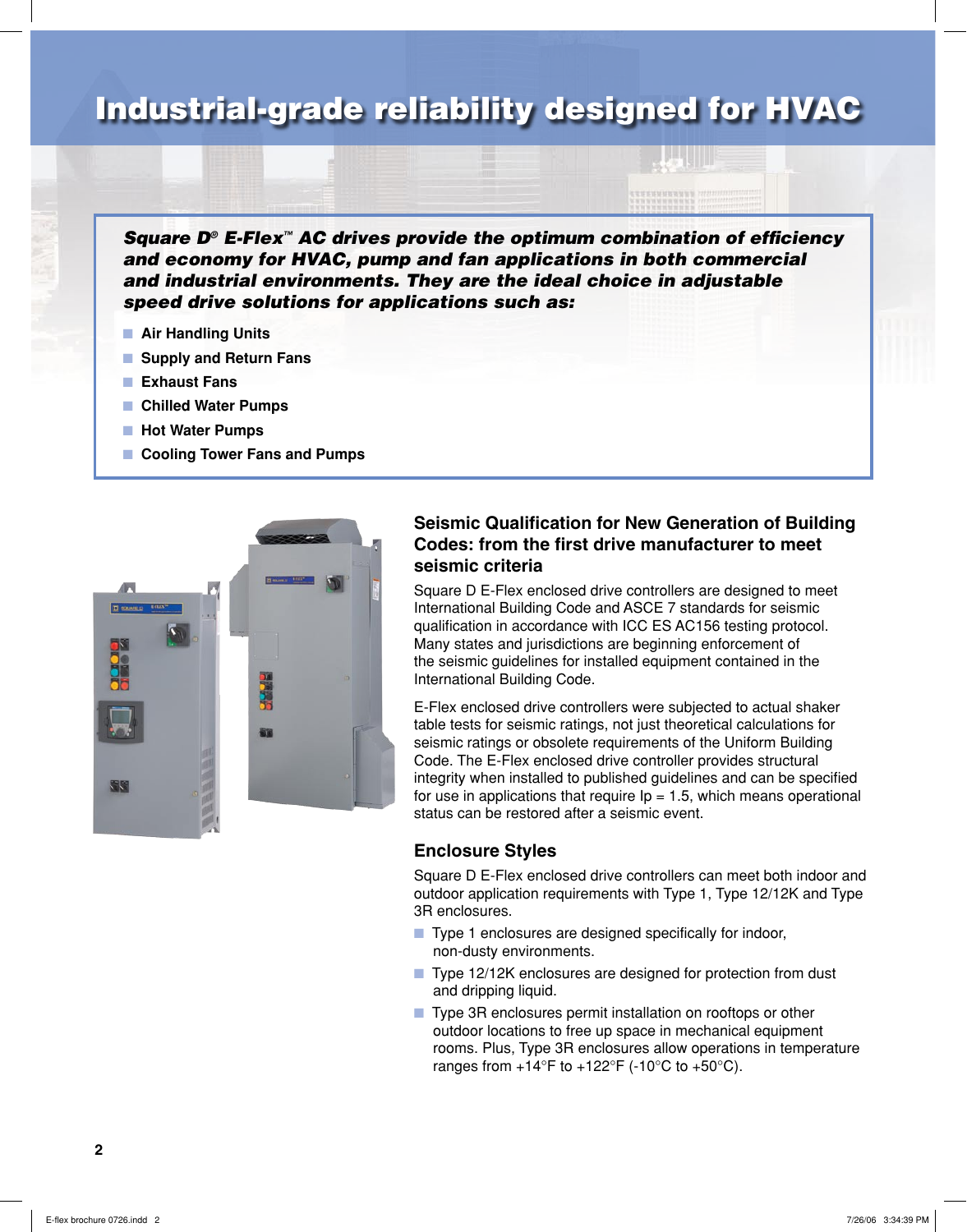# Industrial-grade reliability designed for HVAC

***Square D® E-Flex™ AC drives provide the optimum combination of efficiency and economy for HVAC, pump and fan applications in both commercial and industrial environments. They are the ideal choice in adjustable speed drive solutions for applications such as:***

- **Air Handling Units**
- **Supply and Return Fans**
- **Exhaust Fans**
- **Chilled Water Pumps**
- **Hot Water Pumps**
- **Cooling Tower Fans and Pumps**

## Seismic Qualification for New Generation of Building Codes: from the first drive manufacturer to meet seismic criteria

Square D E-Flex enclosed drive controllers are designed to meet International Building Code and ASCE 7 standards for seismic qualification in accordance with ICC ES AC156 testing protocol. Many states and jurisdictions are beginning enforcement of the seismic guidelines for installed equipment contained in the International Building Code.

E-Flex enclosed drive controllers were subjected to actual shaker table tests for seismic ratings, not just theoretical calculations for seismic ratings or obsolete requirements of the Uniform Building Code. The E-Flex enclosed drive controller provides structural integrity when installed to published guidelines and can be specified for use in applications that require Ip = 1.5, which means operational status can be restored after a seismic event.

## Enclosure Styles

Square D E-Flex enclosed drive controllers can meet both indoor and outdoor application requirements with Type 1, Type 12/12K and Type 3R enclosures.

- Type 1 enclosures are designed specifically for indoor, non-dusty environments.
- Type 12/12K enclosures are designed for protection from dust and dripping liquid.
- Type 3R enclosures permit installation on rooftops or other outdoor locations to free up space in mechanical equipment rooms. Plus, Type 3R enclosures allow operations in temperature ranges from +14°F to +122°F (-10°C to +50°C).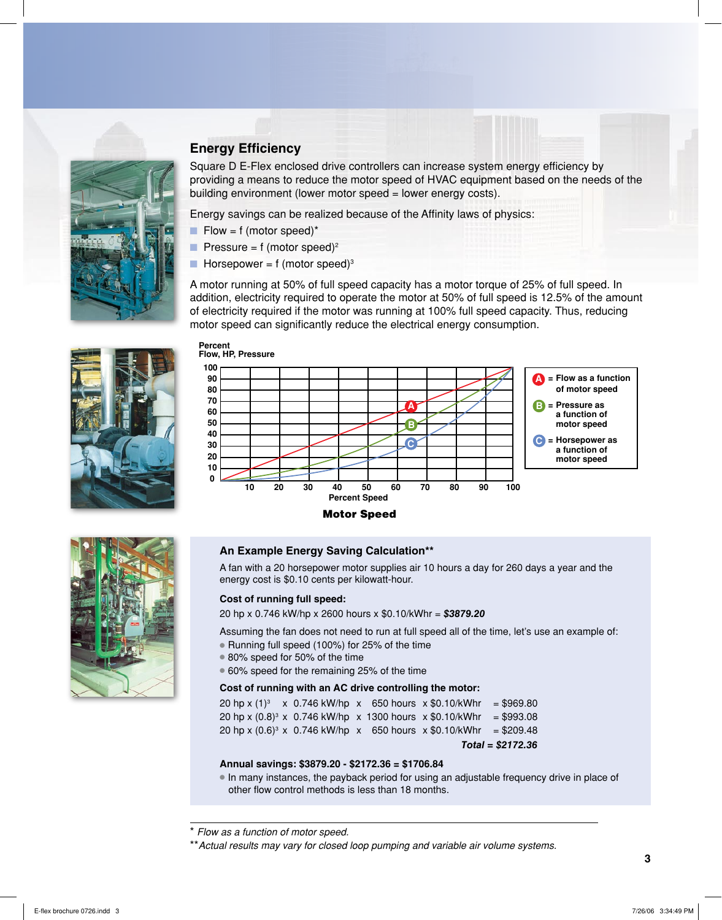## Energy Efficiency

Square D E-Flex enclosed drive controllers can increase system energy efficiency by providing a means to reduce the motor speed of HVAC equipment based on the needs of the building environment (lower motor speed = lower energy costs).

Energy savings can be realized because of the Affinity laws of physics:

- Flow = f (motor speed)*
- Pressure = f (motor speed)$^2$
- Horsepower = f (motor speed)$^3$

A motor running at 50% of full speed capacity has a motor torque of 25% of full speed. In addition, electricity required to operate the motor at 50% of full speed is 12.5% of the amount of electricity required if the motor was running at 100% full speed capacity. Thus, reducing motor speed can significantly reduce the electrical energy consumption.

Percent Flow, HP, Pressure

A = Flow as a function of motor speed
B = Pressure as a function of motor speed
C = Horsepower as a function of motor speed

Percent Speed

**Motor Speed**

### An Example Energy Saving Calculation**

A fan with a 20 horsepower motor supplies air 10 hours a day for 260 days a year and the energy cost is $0.10 cents per kilowatt-hour.

**Cost of running full speed:**

20 hp x 0.746 kW/hp x 2600 hours x $0.10/kWhr = ***$3879.20***

Assuming the fan does not need to run at full speed all of the time, let's use an example of:

- Running full speed (100%) for 25% of the time
- 80% speed for 50% of the time
- 60% speed for the remaining 25% of the time

**Cost of running with an AC drive controlling the motor:**

| | | | | |
|---|---|---|---|---|
| 20 hp x $(1)^3$ | x 0.746 kW/hp | x 650 hours | x $0.10/kWhr | = $969.80 |
| 20 hp x $(0.8)^3$ | x 0.746 kW/hp | x 1300 hours | x $0.10/kWhr | = $993.08 |
| 20 hp x $(0.6)^3$ | x 0.746 kW/hp | x 650 hours | x $0.10/kWhr | = $209.48 |
| | | | | ***Total = $2172.36*** |

**Annual savings: $3879.20 - $2172.36 = $1706.84**

- In many instances, the payback period for using an adjustable frequency drive in place of other flow control methods is less than 18 months.

---

\* *Flow as a function of motor speed.*

\*\* *Actual results may vary for closed loop pumping and variable air volume systems.*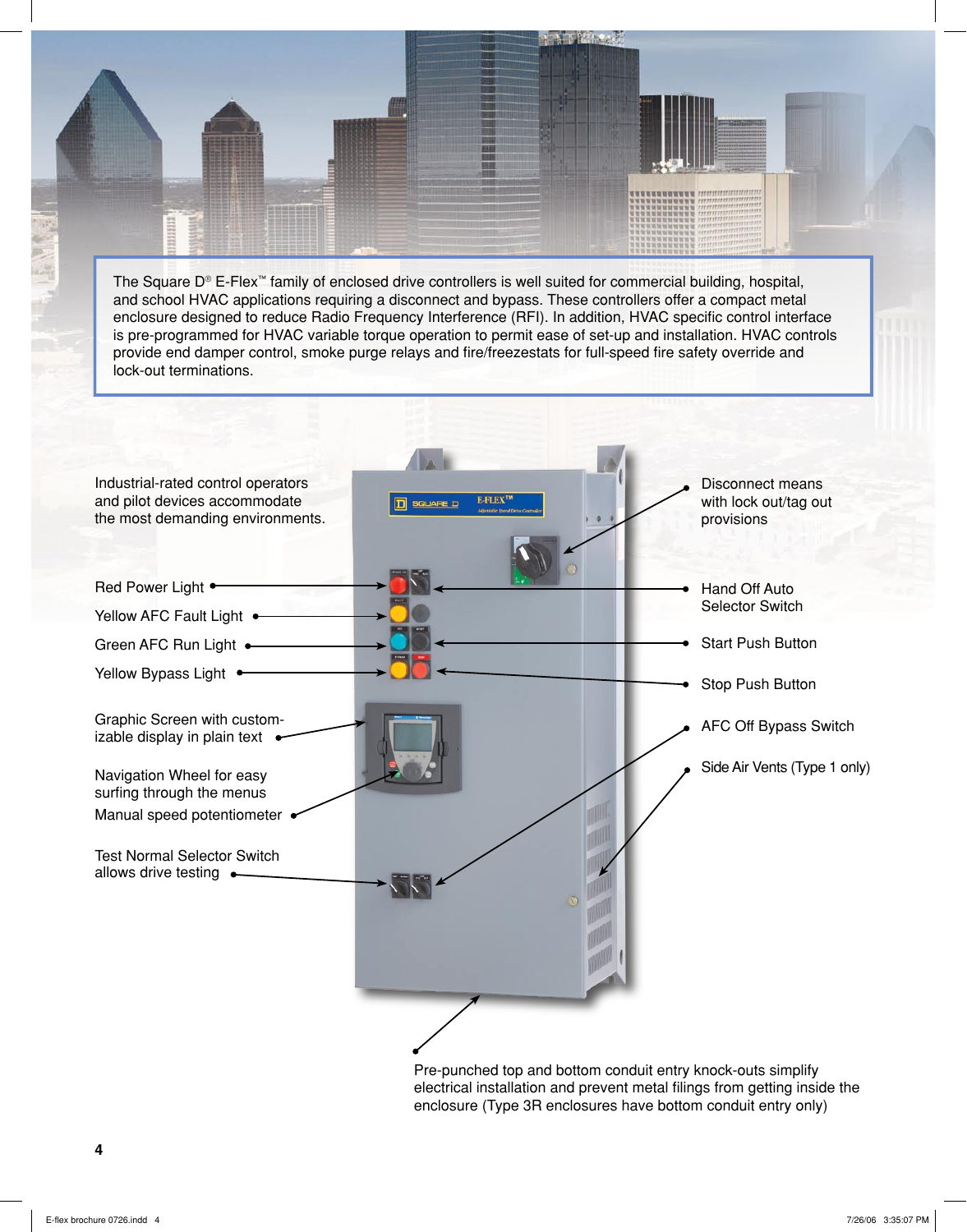The Square D® E-Flex™ family of enclosed drive controllers is well suited for commercial building, hospital, and school HVAC applications requiring a disconnect and bypass. These controllers offer a compact metal enclosure designed to reduce Radio Frequency Interference (RFI). In addition, HVAC specific control interface is pre-programmed for HVAC variable torque operation to permit ease of set-up and installation. HVAC controls provide end damper control, smoke purge relays and fire/freezestats for full-speed fire safety override and lock-out terminations.

Industrial-rated control operators and pilot devices accommodate the most demanding environments.

- Red Power Light
- Yellow AFC Fault Light
- Green AFC Run Light
- Yellow Bypass Light
- Graphic Screen with customizable display in plain text
- Navigation Wheel for easy surfing through the menus
- Manual speed potentiometer
- Test Normal Selector Switch allows drive testing
- Disconnect means with lock out/tag out provisions
- Hand Off Auto Selector Switch
- Start Push Button
- Stop Push Button
- AFC Off Bypass Switch
- Side Air Vents (Type 1 only)

Pre-punched top and bottom conduit entry knock-outs simplify electrical installation and prevent metal filings from getting inside the enclosure (Type 3R enclosures have bottom conduit entry only)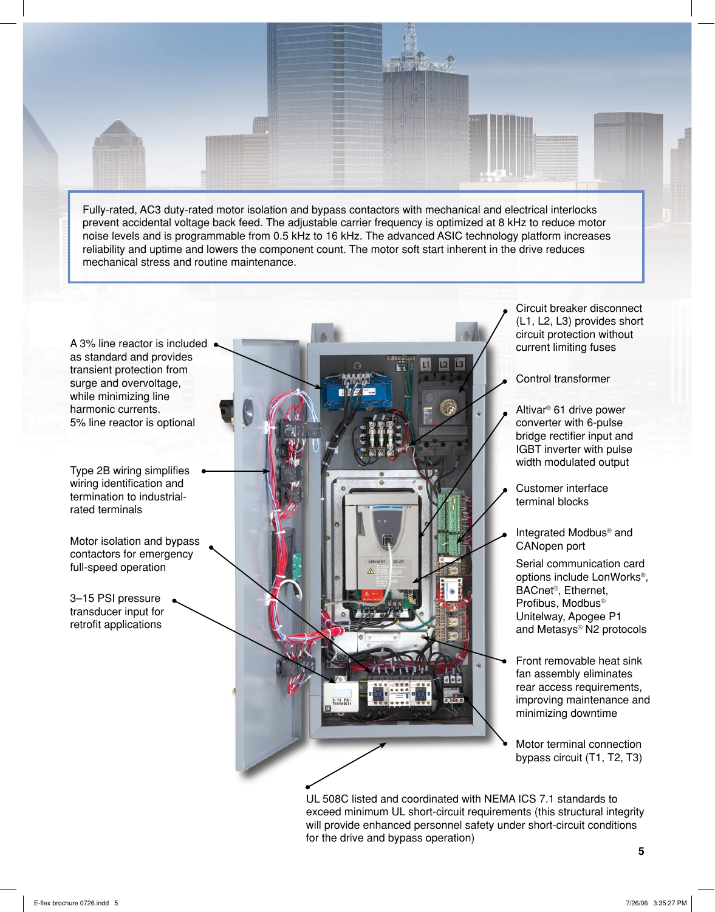Fully-rated, AC3 duty-rated motor isolation and bypass contactors with mechanical and electrical interlocks prevent accidental voltage back feed. The adjustable carrier frequency is optimized at 8 kHz to reduce motor noise levels and is programmable from 0.5 kHz to 16 kHz. The advanced ASIC technology platform increases reliability and uptime and lowers the component count. The motor soft start inherent in the drive reduces mechanical stress and routine maintenance.

- A 3% line reactor is included as standard and provides transient protection from surge and overvoltage, while minimizing line harmonic currents. 5% line reactor is optional
- Type 2B wiring simplifies wiring identification and termination to industrial-rated terminals
- Motor isolation and bypass contactors for emergency full-speed operation
- 3–15 PSI pressure transducer input for retrofit applications
- Circuit breaker disconnect (L1, L2, L3) provides short circuit protection without current limiting fuses
- Control transformer
- Altivar® 61 drive power converter with 6-pulse bridge rectifier input and IGBT inverter with pulse width modulated output
- Customer interface terminal blocks
- Integrated Modbus® and CANopen port

  Serial communication card options include LonWorks®, BACnet®, Ethernet, Profibus, Modbus® Unitelway, Apogee P1 and Metasys® N2 protocols
- Front removable heat sink fan assembly eliminates rear access requirements, improving maintenance and minimizing downtime
- Motor terminal connection bypass circuit (T1, T2, T3)
- UL 508C listed and coordinated with NEMA ICS 7.1 standards to exceed minimum UL short-circuit requirements (this structural integrity will provide enhanced personnel safety under short-circuit conditions for the drive and bypass operation)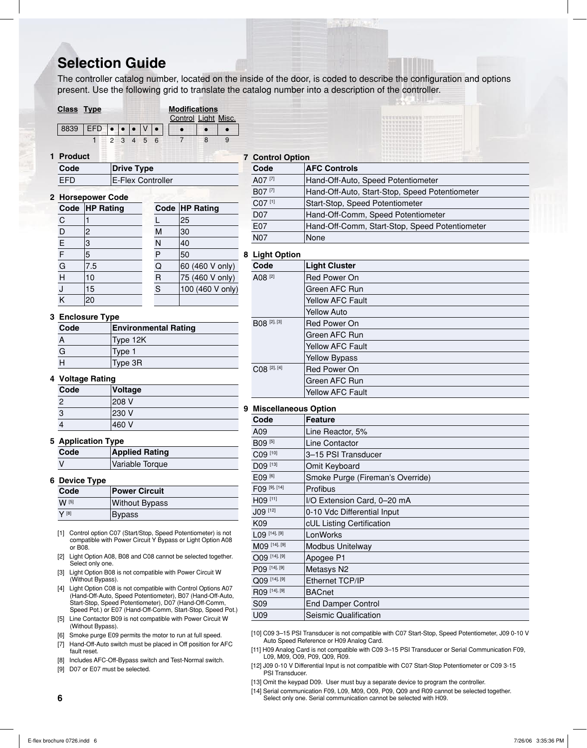# Selection Guide

The controller catalog number, located on the inside of the door, is coded to describe the configuration and options present. Use the following grid to translate the catalog number into a description of the controller.

| Class | Type | | | | | | Modifications Control | Light | Misc. |
|---|---|---|---|---|---|---|---|---|---|
| 8839 | EFD | ● | ● | ● | V | ● | ● | ● | ● |
| | 1 | 2 | 3 | 4 | 5 | 6 | 7 | 8 | 9 |

**1 Product**

| Code | Drive Type |
|---|---|
| EFD | E-Flex Controller |

**2 Horsepower Code**

| Code | HP Rating | Code | HP Rating |
|---|---|---|---|
| C | 1 | L | 25 |
| D | 2 | M | 30 |
| E | 3 | N | 40 |
| F | 5 | P | 50 |
| G | 7.5 | Q | 60 (460 V only) |
| H | 10 | R | 75 (460 V only) |
| J | 15 | S | 100 (460 V only) |
| K | 20 | | |

**3 Enclosure Type**

| Code | Environmental Rating |
|---|---|
| A | Type 12K |
| G | Type 1 |
| H | Type 3R |

**4 Voltage Rating**

| Code | Voltage |
|---|---|
| 2 | 208 V |
| 3 | 230 V |
| 4 | 460 V |

**5 Application Type**

| Code | Applied Rating |
|---|---|
| V | Variable Torque |

**6 Device Type**

| Code | Power Circuit |
|---|---|
| W [5] | Without Bypass |
| Y [8] | Bypass |

[1] Control option C07 (Start/Stop, Speed Potentiometer) is not compatible with Power Circuit Y Bypass or Light Option A08 or B08.

[2] Light Option A08, B08 and C08 cannot be selected together. Select only one.

[3] Light Option B08 is not compatible with Power Circuit W (Without Bypass).

[4] Light Option C08 is not compatible with Control Options A07 (Hand-Off-Auto, Speed Potentiometer), B07 (Hand-Off-Auto, Start-Stop, Speed Potentiometer), D07 (Hand-Off-Comm, Speed Pot.) or E07 (Hand-Off-Comm, Start-Stop, Speed Pot.)

[5] Line Contactor B09 is not compatible with Power Circuit W (Without Bypass).

[6] Smoke purge E09 permits the motor to run at full speed.

[7] Hand-Off-Auto switch must be placed in Off position for AFC fault reset.

[8] Includes AFC-Off-Bypass switch and Test-Normal switch.

[9] D07 or E07 must be selected.

**7 Control Option**

| Code | AFC Controls |
|---|---|
| A07 [7] | Hand-Off-Auto, Speed Potentiometer |
| B07 [7] | Hand-Off-Auto, Start-Stop, Speed Potentiometer |
| C07 [1] | Start-Stop, Speed Potentiometer |
| D07 | Hand-Off-Comm, Speed Potentiometer |
| E07 | Hand-Off-Comm, Start-Stop, Speed Potentiometer |
| N07 | None |

**8 Light Option**

| Code | Light Cluster |
|---|---|
| A08 [2] | Red Power On |
| | Green AFC Run |
| | Yellow AFC Fault |
| | Yellow Auto |
| B08 [2], [3] | Red Power On |
| | Green AFC Run |
| | Yellow AFC Fault |
| | Yellow Bypass |
| C08 [2], [4] | Red Power On |
| | Green AFC Run |
| | Yellow AFC Fault |

**9 Miscellaneous Option**

| Code | Feature |
|---|---|
| A09 | Line Reactor, 5% |
| B09 [5] | Line Contactor |
| C09 [10] | 3–15 PSI Transducer |
| D09 [13] | Omit Keyboard |
| E09 [6] | Smoke Purge (Fireman's Override) |
| F09 [9], [14] | Profibus |
| H09 [11] | I/O Extension Card, 0–20 mA |
| J09 [12] | 0-10 Vdc Differential Input |
| K09 | cUL Listing Certification |
| L09 [14], [9] | LonWorks |
| M09 [14], [9] | Modbus Unitelway |
| O09 [14], [9] | Apogee P1 |
| P09 [14], [9] | Metasys N2 |
| Q09 [14], [9] | Ethernet TCP/IP |
| R09 [14], [9] | BACnet |
| S09 | End Damper Control |
| U09 | Seismic Qualification |

[10] C09 3–15 PSI Transducer is not compatible with C07 Start-Stop, Speed Potentiometer, J09 0-10 V Auto Speed Reference or H09 Analog Card.

[11] H09 Analog Card is not compatible with C09 3–15 PSI Transducer or Serial Communication F09, L09, M09, O09, P09, Q09, R09.

[12] J09 0-10 V Differential Input is not compatible with C07 Start-Stop Potentiometer or C09 3-15 PSI Transducer.

[13] Omit the keypad D09. User must buy a separate device to program the controller.

[14] Serial communication F09, L09, M09, O09, P09, Q09 and R09 cannot be selected together. Select only one. Serial communication cannot be selected with H09.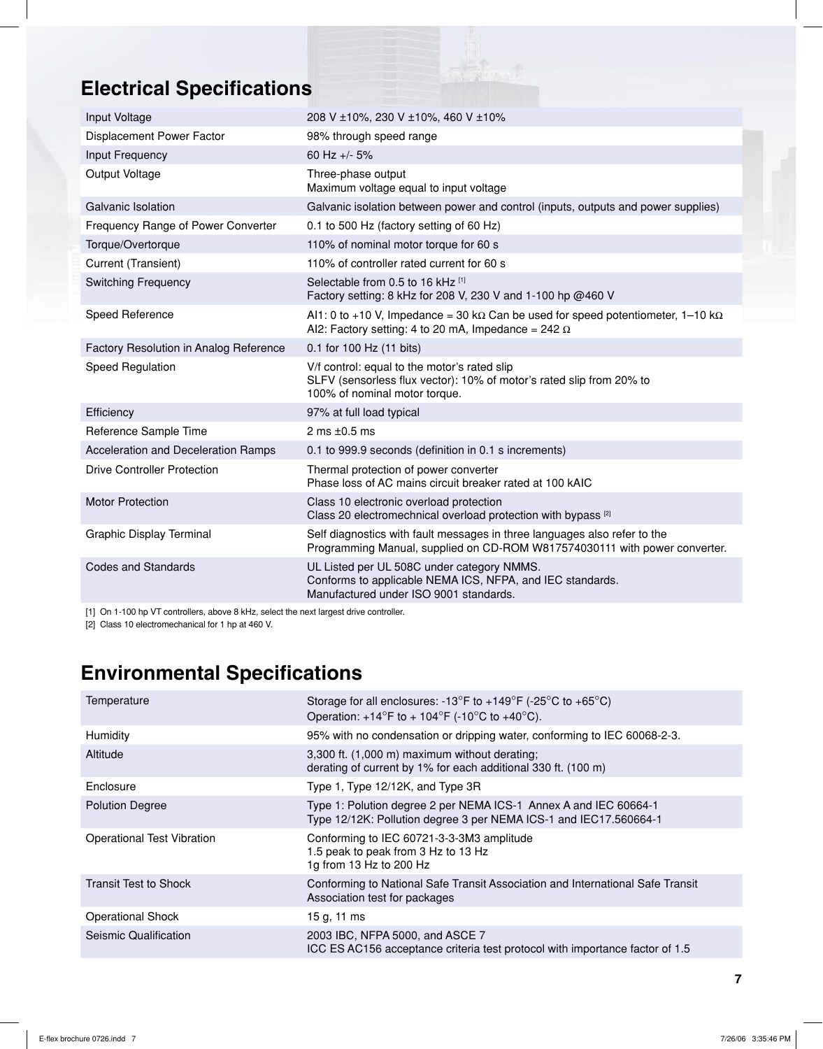## Electrical Specifications

| | |
|---|---|
| Input Voltage | 208 V ±10%, 230 V ±10%, 460 V ±10% |
| Displacement Power Factor | 98% through speed range |
| Input Frequency | 60 Hz +/- 5% |
| Output Voltage | Three-phase output<br>Maximum voltage equal to input voltage |
| Galvanic Isolation | Galvanic isolation between power and control (inputs, outputs and power supplies) |
| Frequency Range of Power Converter | 0.1 to 500 Hz (factory setting of 60 Hz) |
| Torque/Overtorque | 110% of nominal motor torque for 60 s |
| Current (Transient) | 110% of controller rated current for 60 s |
| Switching Frequency | Selectable from 0.5 to 16 kHz [1]<br>Factory setting: 8 kHz for 208 V, 230 V and 1-100 hp @460 V |
| Speed Reference | AI1: 0 to +10 V, Impedance = 30 kΩ Can be used for speed potentiometer, 1–10 kΩ<br>AI2: Factory setting: 4 to 20 mA, Impedance = 242 Ω |
| Factory Resolution in Analog Reference | 0.1 for 100 Hz (11 bits) |
| Speed Regulation | V/f control: equal to the motor's rated slip<br>SLFV (sensorless flux vector): 10% of motor's rated slip from 20% to 100% of nominal motor torque. |
| Efficiency | 97% at full load typical |
| Reference Sample Time | 2 ms ±0.5 ms |
| Acceleration and Deceleration Ramps | 0.1 to 999.9 seconds (definition in 0.1 s increments) |
| Drive Controller Protection | Thermal protection of power converter<br>Phase loss of AC mains circuit breaker rated at 100 kAIC |
| Motor Protection | Class 10 electronic overload protection<br>Class 20 electromechnical overload protection with bypass [2] |
| Graphic Display Terminal | Self diagnostics with fault messages in three languages also refer to the Programming Manual, supplied on CD-ROM W817574030111 with power converter. |
| Codes and Standards | UL Listed per UL 508C under category NMMS.<br>Conforms to applicable NEMA ICS, NFPA, and IEC standards.<br>Manufactured under ISO 9001 standards. |

[1] On 1-100 hp VT controllers, above 8 kHz, select the next largest drive controller.

[2] Class 10 electromechanical for 1 hp at 460 V.

## Environmental Specifications

| | |
|---|---|
| Temperature | Storage for all enclosures: -13°F to +149°F (-25°C to +65°C)<br>Operation: +14°F to + 104°F (-10°C to +40°C). |
| Humidity | 95% with no condensation or dripping water, conforming to IEC 60068-2-3. |
| Altitude | 3,300 ft. (1,000 m) maximum without derating;<br>derating of current by 1% for each additional 330 ft. (100 m) |
| Enclosure | Type 1, Type 12/12K, and Type 3R |
| Polution Degree | Type 1: Polution degree 2 per NEMA ICS-1 Annex A and IEC 60664-1<br>Type 12/12K: Pollution degree 3 per NEMA ICS-1 and IEC17.560664-1 |
| Operational Test Vibration | Conforming to IEC 60721-3-3-3M3 amplitude<br>1.5 peak to peak from 3 Hz to 13 Hz<br>1g from 13 Hz to 200 Hz |
| Transit Test to Shock | Conforming to National Safe Transit Association and International Safe Transit Association test for packages |
| Operational Shock | 15 g, 11 ms |
| Seismic Qualification | 2003 IBC, NFPA 5000, and ASCE 7<br>ICC ES AC156 acceptance criteria test protocol with importance factor of 1.5 |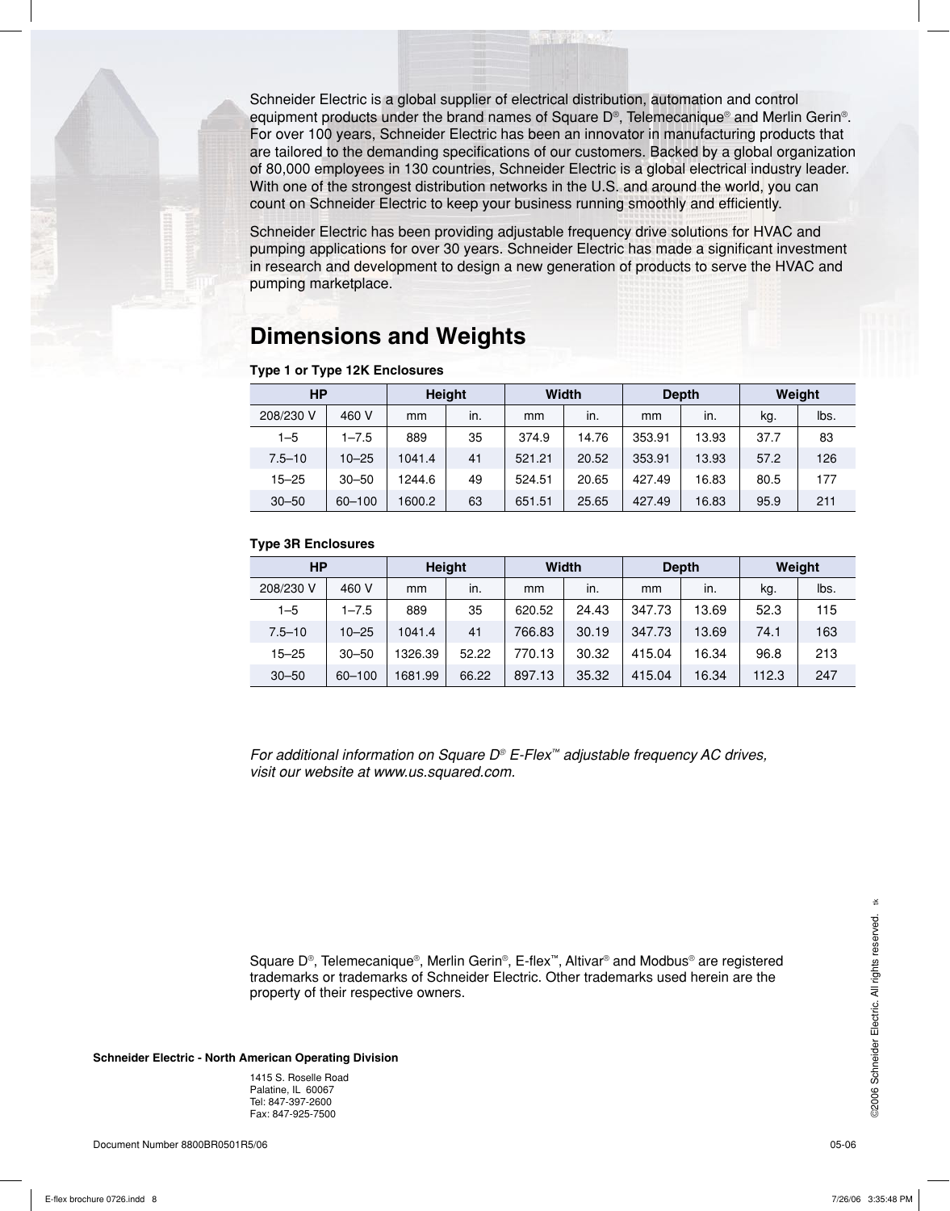Schneider Electric is a global supplier of electrical distribution, automation and control equipment products under the brand names of Square D®, Telemecanique® and Merlin Gerin®. For over 100 years, Schneider Electric has been an innovator in manufacturing products that are tailored to the demanding specifications of our customers. Backed by a global organization of 80,000 employees in 130 countries, Schneider Electric is a global electrical industry leader. With one of the strongest distribution networks in the U.S. and around the world, you can count on Schneider Electric to keep your business running smoothly and efficiently.

Schneider Electric has been providing adjustable frequency drive solutions for HVAC and pumping applications for over 30 years. Schneider Electric has made a significant investment in research and development to design a new generation of products to serve the HVAC and pumping marketplace.

## Dimensions and Weights

**Type 1 or Type 12K Enclosures**

| HP | | Height | | Width | | Depth | | Weight | |
|---|---|---|---|---|---|---|---|---|---|
| 208/230 V | 460 V | mm | in. | mm | in. | mm | in. | kg. | lbs. |
| 1–5 | 1–7.5 | 889 | 35 | 374.9 | 14.76 | 353.91 | 13.93 | 37.7 | 83 |
| 7.5–10 | 10–25 | 1041.4 | 41 | 521.21 | 20.52 | 353.91 | 13.93 | 57.2 | 126 |
| 15–25 | 30–50 | 1244.6 | 49 | 524.51 | 20.65 | 427.49 | 16.83 | 80.5 | 177 |
| 30–50 | 60–100 | 1600.2 | 63 | 651.51 | 25.65 | 427.49 | 16.83 | 95.9 | 211 |

**Type 3R Enclosures**

| HP | | Height | | Width | | Depth | | Weight | |
|---|---|---|---|---|---|---|---|---|---|
| 208/230 V | 460 V | mm | in. | mm | in. | mm | in. | kg. | lbs. |
| 1–5 | 1–7.5 | 889 | 35 | 620.52 | 24.43 | 347.73 | 13.69 | 52.3 | 115 |
| 7.5–10 | 10–25 | 1041.4 | 41 | 766.83 | 30.19 | 347.73 | 13.69 | 74.1 | 163 |
| 15–25 | 30–50 | 1326.39 | 52.22 | 770.13 | 30.32 | 415.04 | 16.34 | 96.8 | 213 |
| 30–50 | 60–100 | 1681.99 | 66.22 | 897.13 | 35.32 | 415.04 | 16.34 | 112.3 | 247 |

*For additional information on Square D® E-Flex™ adjustable frequency AC drives, visit our website at www.us.squared.com.*

Square D®, Telemecanique®, Merlin Gerin®, E-flex™, Altivar® and Modbus® are registered trademarks or trademarks of Schneider Electric. Other trademarks used herein are the property of their respective owners.

**Schneider Electric - North American Operating Division**

1415 S. Roselle Road
Palatine, IL 60067
Tel: 847-397-2600
Fax: 847-925-7500

Document Number 8800BR0501R5/06

05-06

©2006 Schneider Electric. All rights reserved.